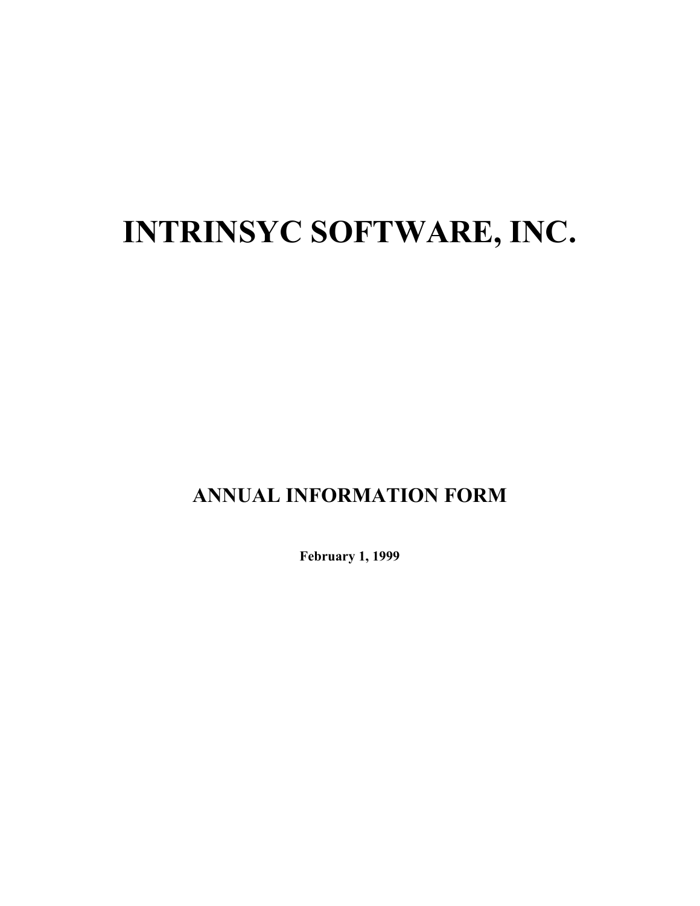# INTRINSYC SOFTWARE, INC.

## ANNUAL INFORMATION FORM

**February 1, 1999**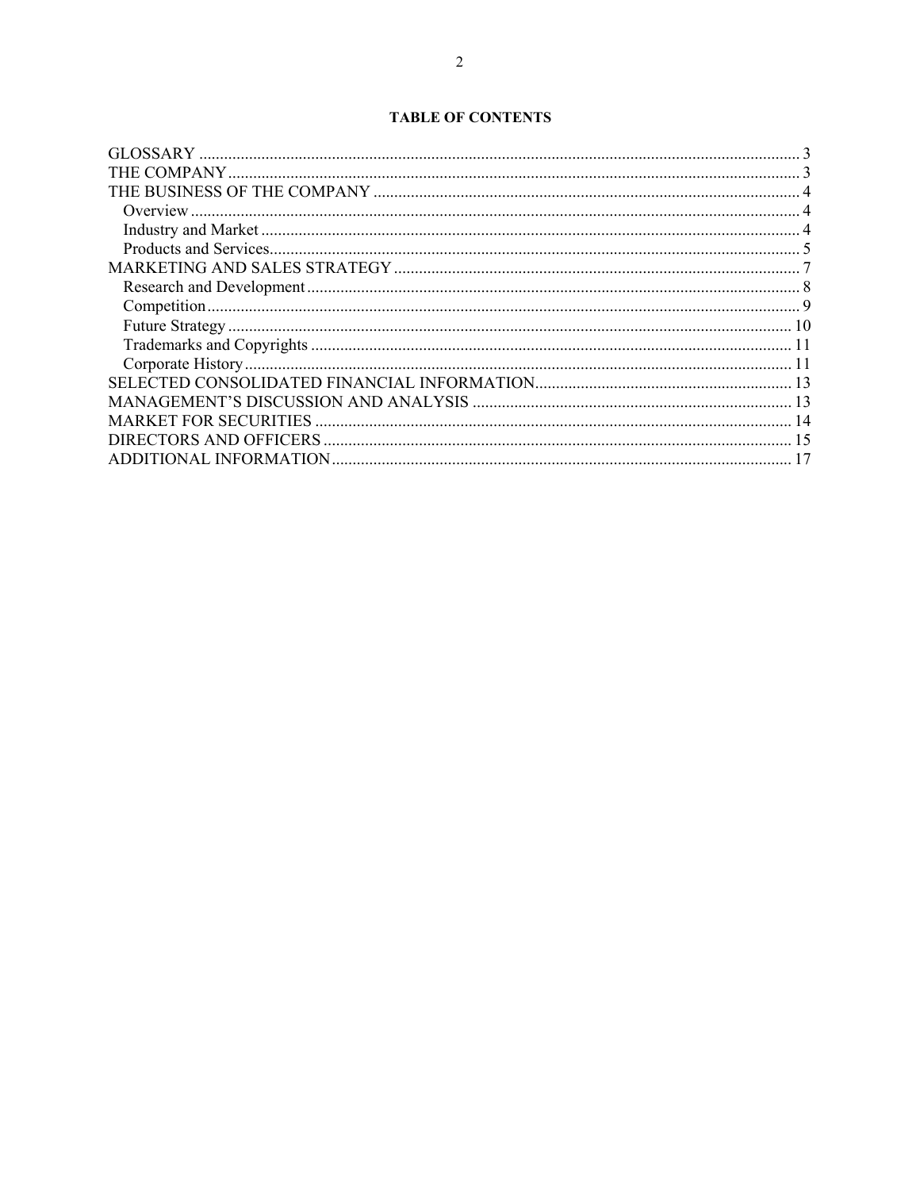**TABLE OF CONTENTS**

| | |
|---|---|
| GLOSSARY | 3 |
| THE COMPANY | 3 |
| THE BUSINESS OF THE COMPANY | 4 |
| Overview | 4 |
| Industry and Market | 4 |
| Products and Services | 5 |
| MARKETING AND SALES STRATEGY | 7 |
| Research and Development | 8 |
| Competition | 9 |
| Future Strategy | 10 |
| Trademarks and Copyrights | 11 |
| Corporate History | 11 |
| SELECTED CONSOLIDATED FINANCIAL INFORMATION | 13 |
| MANAGEMENT'S DISCUSSION AND ANALYSIS | 13 |
| MARKET FOR SECURITIES | 14 |
| DIRECTORS AND OFFICERS | 15 |
| ADDITIONAL INFORMATION | 17 |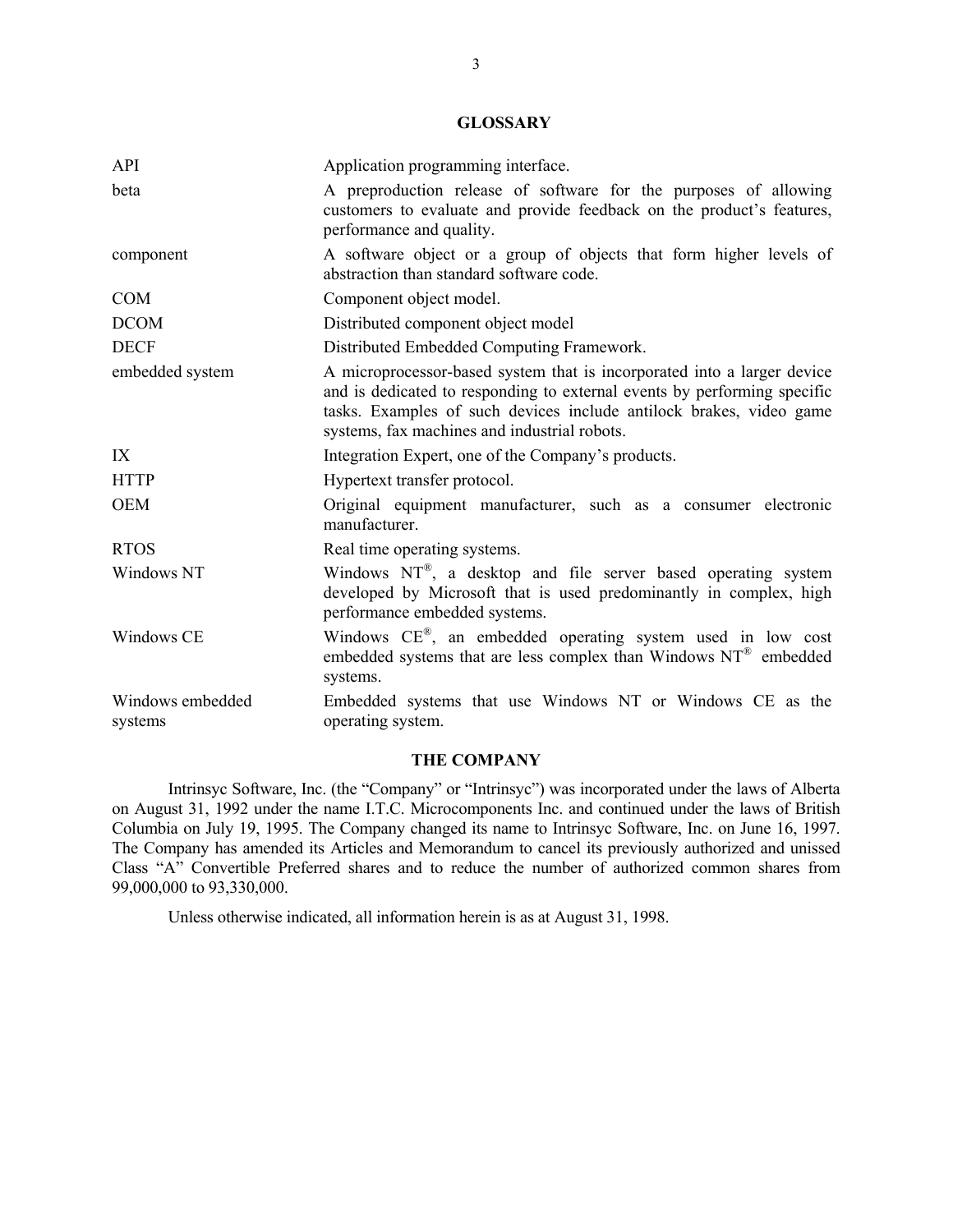## GLOSSARY

| | |
|---|---|
| API | Application programming interface. |
| beta | A preproduction release of software for the purposes of allowing customers to evaluate and provide feedback on the product's features, performance and quality. |
| component | A software object or a group of objects that form higher levels of abstraction than standard software code. |
| COM | Component object model. |
| DCOM | Distributed component object model |
| DECF | Distributed Embedded Computing Framework. |
| embedded system | A microprocessor-based system that is incorporated into a larger device and is dedicated to responding to external events by performing specific tasks. Examples of such devices include antilock brakes, video game systems, fax machines and industrial robots. |
| IX | Integration Expert, one of the Company's products. |
| HTTP | Hypertext transfer protocol. |
| OEM | Original equipment manufacturer, such as a consumer electronic manufacturer. |
| RTOS | Real time operating systems. |
| Windows NT | Windows NT®, a desktop and file server based operating system developed by Microsoft that is used predominantly in complex, high performance embedded systems. |
| Windows CE | Windows CE®, an embedded operating system used in low cost embedded systems that are less complex than Windows NT® embedded systems. |
| Windows embedded systems | Embedded systems that use Windows NT or Windows CE as the operating system. |

## THE COMPANY

Intrinsyc Software, Inc. (the "Company" or "Intrinsyc") was incorporated under the laws of Alberta on August 31, 1992 under the name I.T.C. Microcomponents Inc. and continued under the laws of British Columbia on July 19, 1995. The Company changed its name to Intrinsyc Software, Inc. on June 16, 1997. The Company has amended its Articles and Memorandum to cancel its previously authorized and unissed Class "A" Convertible Preferred shares and to reduce the number of authorized common shares from 99,000,000 to 93,330,000.

Unless otherwise indicated, all information herein is as at August 31, 1998.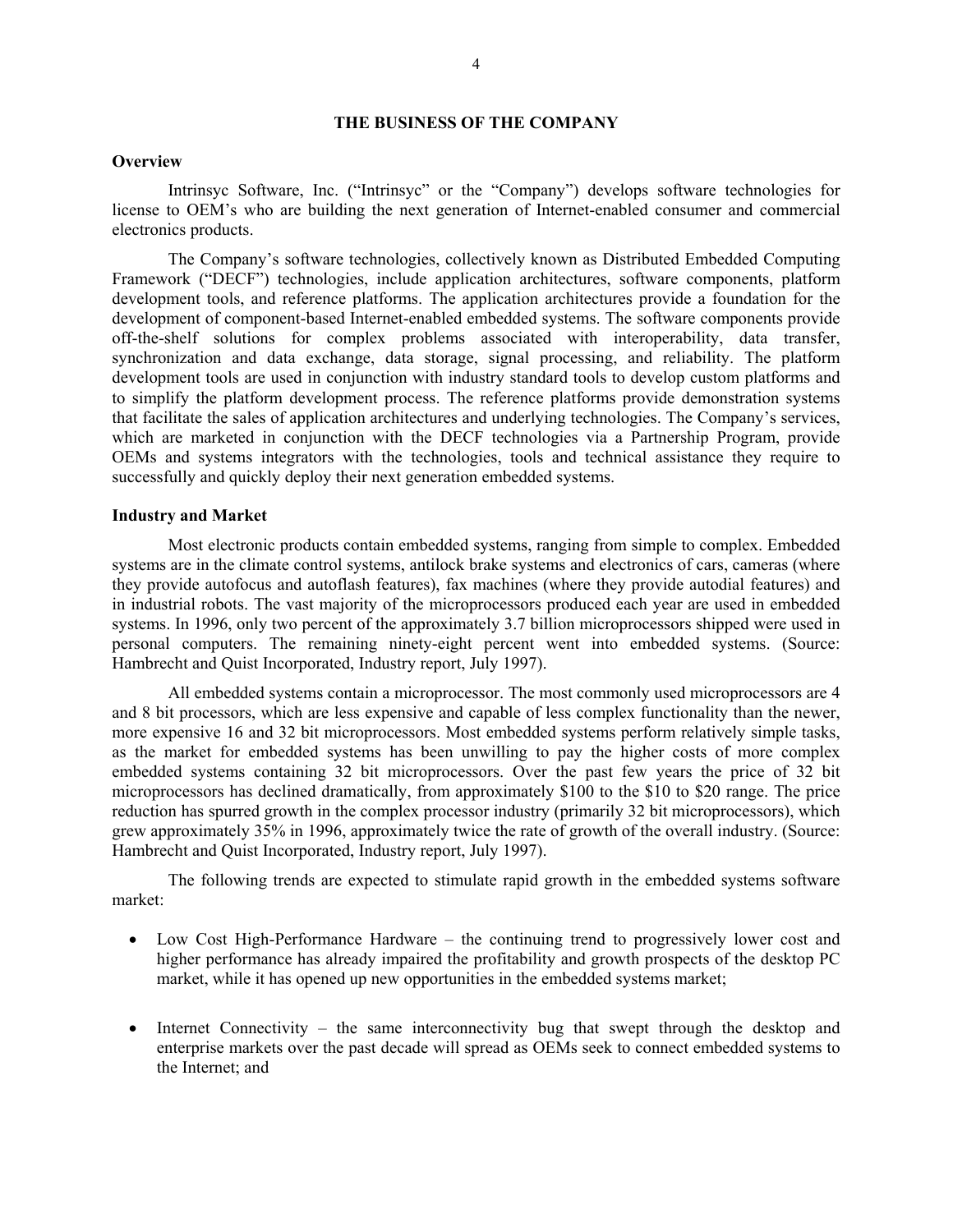## THE BUSINESS OF THE COMPANY

### Overview

Intrinsyc Software, Inc. ("Intrinsyc" or the "Company") develops software technologies for license to OEM's who are building the next generation of Internet-enabled consumer and commercial electronics products.

The Company's software technologies, collectively known as Distributed Embedded Computing Framework ("DECF") technologies, include application architectures, software components, platform development tools, and reference platforms. The application architectures provide a foundation for the development of component-based Internet-enabled embedded systems. The software components provide off-the-shelf solutions for complex problems associated with interoperability, data transfer, synchronization and data exchange, data storage, signal processing, and reliability. The platform development tools are used in conjunction with industry standard tools to develop custom platforms and to simplify the platform development process. The reference platforms provide demonstration systems that facilitate the sales of application architectures and underlying technologies. The Company's services, which are marketed in conjunction with the DECF technologies via a Partnership Program, provide OEMs and systems integrators with the technologies, tools and technical assistance they require to successfully and quickly deploy their next generation embedded systems.

### Industry and Market

Most electronic products contain embedded systems, ranging from simple to complex. Embedded systems are in the climate control systems, antilock brake systems and electronics of cars, cameras (where they provide autofocus and autoflash features), fax machines (where they provide autodial features) and in industrial robots. The vast majority of the microprocessors produced each year are used in embedded systems. In 1996, only two percent of the approximately 3.7 billion microprocessors shipped were used in personal computers. The remaining ninety-eight percent went into embedded systems. (Source: Hambrecht and Quist Incorporated, Industry report, July 1997).

All embedded systems contain a microprocessor. The most commonly used microprocessors are 4 and 8 bit processors, which are less expensive and capable of less complex functionality than the newer, more expensive 16 and 32 bit microprocessors. Most embedded systems perform relatively simple tasks, as the market for embedded systems has been unwilling to pay the higher costs of more complex embedded systems containing 32 bit microprocessors. Over the past few years the price of 32 bit microprocessors has declined dramatically, from approximately $100 to the $10 to $20 range. The price reduction has spurred growth in the complex processor industry (primarily 32 bit microprocessors), which grew approximately 35% in 1996, approximately twice the rate of growth of the overall industry. (Source: Hambrecht and Quist Incorporated, Industry report, July 1997).

The following trends are expected to stimulate rapid growth in the embedded systems software market:

- Low Cost High-Performance Hardware – the continuing trend to progressively lower cost and higher performance has already impaired the profitability and growth prospects of the desktop PC market, while it has opened up new opportunities in the embedded systems market;

- Internet Connectivity – the same interconnectivity bug that swept through the desktop and enterprise markets over the past decade will spread as OEMs seek to connect embedded systems to the Internet; and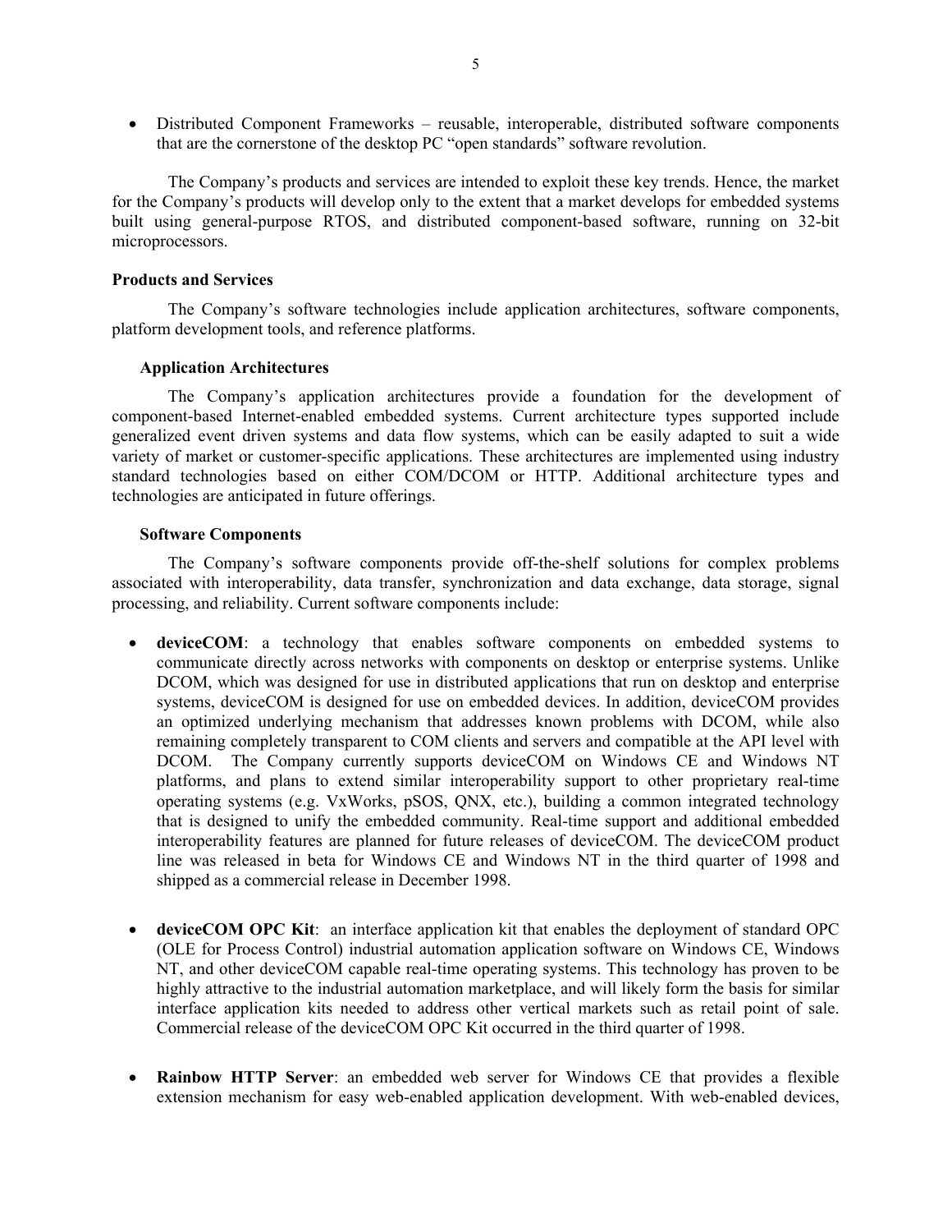- Distributed Component Frameworks – reusable, interoperable, distributed software components that are the cornerstone of the desktop PC "open standards" software revolution.

The Company's products and services are intended to exploit these key trends. Hence, the market for the Company's products will develop only to the extent that a market develops for embedded systems built using general-purpose RTOS, and distributed component-based software, running on 32-bit microprocessors.

### Products and Services

The Company's software technologies include application architectures, software components, platform development tools, and reference platforms.

#### Application Architectures

The Company's application architectures provide a foundation for the development of component-based Internet-enabled embedded systems. Current architecture types supported include generalized event driven systems and data flow systems, which can be easily adapted to suit a wide variety of market or customer-specific applications. These architectures are implemented using industry standard technologies based on either COM/DCOM or HTTP. Additional architecture types and technologies are anticipated in future offerings.

#### Software Components

The Company's software components provide off-the-shelf solutions for complex problems associated with interoperability, data transfer, synchronization and data exchange, data storage, signal processing, and reliability. Current software components include:

- **deviceCOM**: a technology that enables software components on embedded systems to communicate directly across networks with components on desktop or enterprise systems. Unlike DCOM, which was designed for use in distributed applications that run on desktop and enterprise systems, deviceCOM is designed for use on embedded devices. In addition, deviceCOM provides an optimized underlying mechanism that addresses known problems with DCOM, while also remaining completely transparent to COM clients and servers and compatible at the API level with DCOM. The Company currently supports deviceCOM on Windows CE and Windows NT platforms, and plans to extend similar interoperability support to other proprietary real-time operating systems (e.g. VxWorks, pSOS, QNX, etc.), building a common integrated technology that is designed to unify the embedded community. Real-time support and additional embedded interoperability features are planned for future releases of deviceCOM. The deviceCOM product line was released in beta for Windows CE and Windows NT in the third quarter of 1998 and shipped as a commercial release in December 1998.

- **deviceCOM OPC Kit**: an interface application kit that enables the deployment of standard OPC (OLE for Process Control) industrial automation application software on Windows CE, Windows NT, and other deviceCOM capable real-time operating systems. This technology has proven to be highly attractive to the industrial automation marketplace, and will likely form the basis for similar interface application kits needed to address other vertical markets such as retail point of sale. Commercial release of the deviceCOM OPC Kit occurred in the third quarter of 1998.

- **Rainbow HTTP Server**: an embedded web server for Windows CE that provides a flexible extension mechanism for easy web-enabled application development. With web-enabled devices,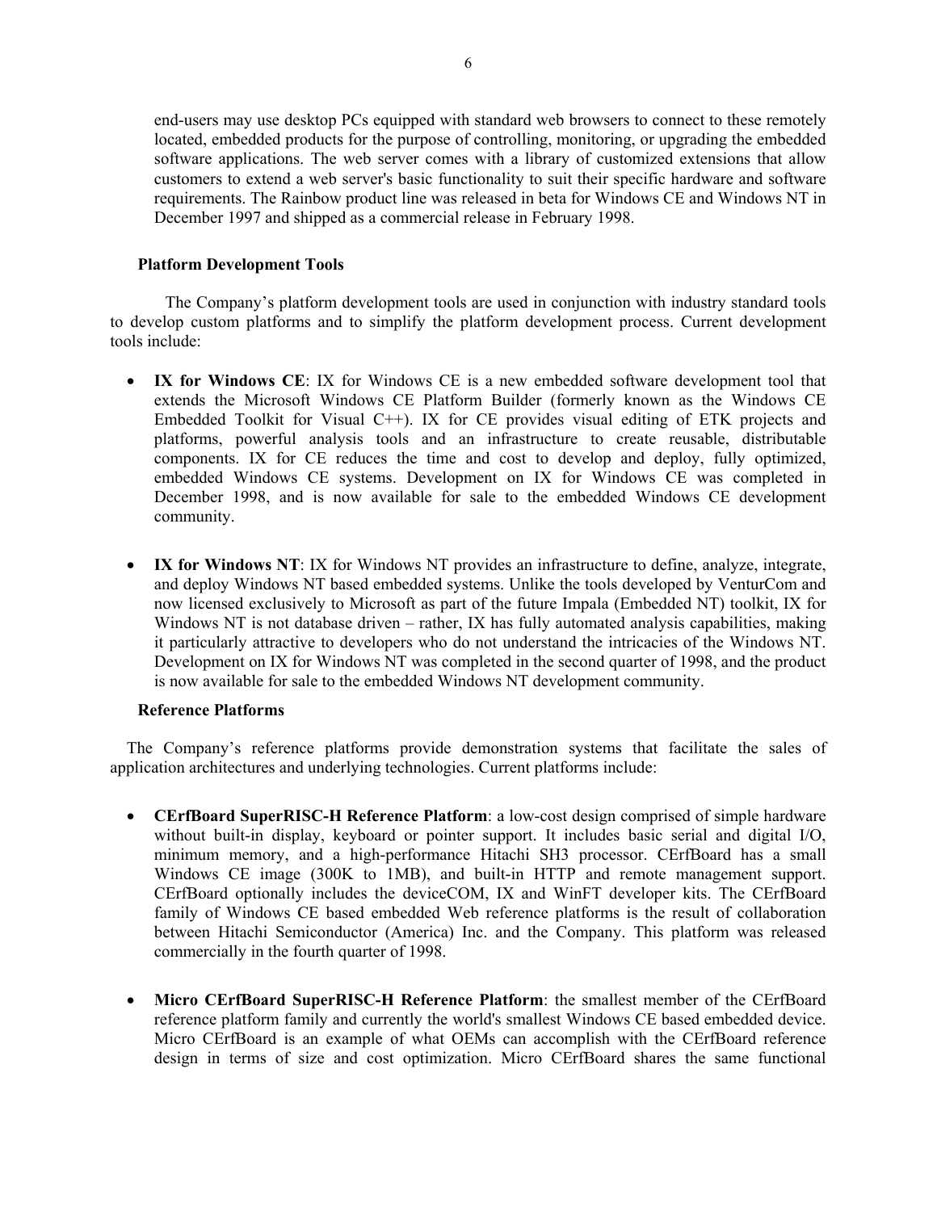end-users may use desktop PCs equipped with standard web browsers to connect to these remotely located, embedded products for the purpose of controlling, monitoring, or upgrading the embedded software applications. The web server comes with a library of customized extensions that allow customers to extend a web server's basic functionality to suit their specific hardware and software requirements. The Rainbow product line was released in beta for Windows CE and Windows NT in December 1997 and shipped as a commercial release in February 1998.

### Platform Development Tools

The Company's platform development tools are used in conjunction with industry standard tools to develop custom platforms and to simplify the platform development process. Current development tools include:

- **IX for Windows CE**: IX for Windows CE is a new embedded software development tool that extends the Microsoft Windows CE Platform Builder (formerly known as the Windows CE Embedded Toolkit for Visual C++). IX for CE provides visual editing of ETK projects and platforms, powerful analysis tools and an infrastructure to create reusable, distributable components. IX for CE reduces the time and cost to develop and deploy, fully optimized, embedded Windows CE systems. Development on IX for Windows CE was completed in December 1998, and is now available for sale to the embedded Windows CE development community.

- **IX for Windows NT**: IX for Windows NT provides an infrastructure to define, analyze, integrate, and deploy Windows NT based embedded systems. Unlike the tools developed by VenturCom and now licensed exclusively to Microsoft as part of the future Impala (Embedded NT) toolkit, IX for Windows NT is not database driven – rather, IX has fully automated analysis capabilities, making it particularly attractive to developers who do not understand the intricacies of the Windows NT. Development on IX for Windows NT was completed in the second quarter of 1998, and the product is now available for sale to the embedded Windows NT development community.

### Reference Platforms

The Company's reference platforms provide demonstration systems that facilitate the sales of application architectures and underlying technologies. Current platforms include:

- **CErfBoard SuperRISC-H Reference Platform**: a low-cost design comprised of simple hardware without built-in display, keyboard or pointer support. It includes basic serial and digital I/O, minimum memory, and a high-performance Hitachi SH3 processor. CErfBoard has a small Windows CE image (300K to 1MB), and built-in HTTP and remote management support. CErfBoard optionally includes the deviceCOM, IX and WinFT developer kits. The CErfBoard family of Windows CE based embedded Web reference platforms is the result of collaboration between Hitachi Semiconductor (America) Inc. and the Company. This platform was released commercially in the fourth quarter of 1998.

- **Micro CErfBoard SuperRISC-H Reference Platform**: the smallest member of the CErfBoard reference platform family and currently the world's smallest Windows CE based embedded device. Micro CErfBoard is an example of what OEMs can accomplish with the CErfBoard reference design in terms of size and cost optimization. Micro CErfBoard shares the same functional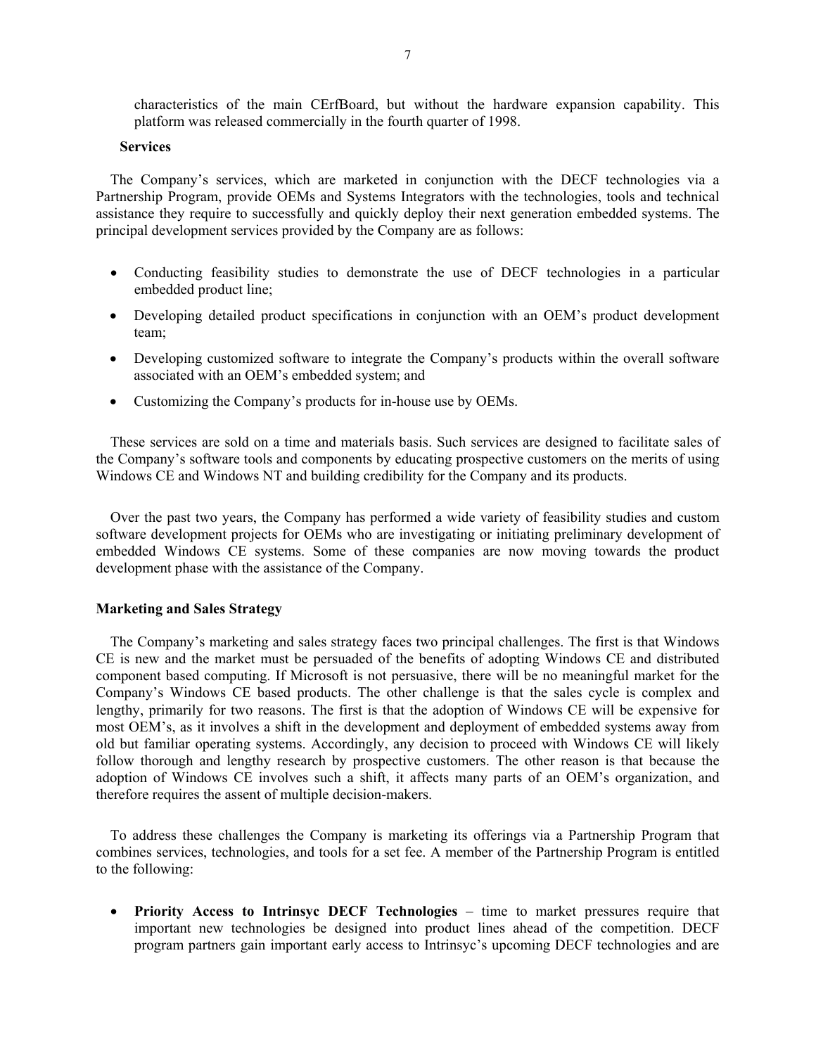characteristics of the main CErfBoard, but without the hardware expansion capability. This platform was released commercially in the fourth quarter of 1998.

**Services**

The Company's services, which are marketed in conjunction with the DECF technologies via a Partnership Program, provide OEMs and Systems Integrators with the technologies, tools and technical assistance they require to successfully and quickly deploy their next generation embedded systems. The principal development services provided by the Company are as follows:

- Conducting feasibility studies to demonstrate the use of DECF technologies in a particular embedded product line;
- Developing detailed product specifications in conjunction with an OEM's product development team;
- Developing customized software to integrate the Company's products within the overall software associated with an OEM's embedded system; and
- Customizing the Company's products for in-house use by OEMs.

These services are sold on a time and materials basis. Such services are designed to facilitate sales of the Company's software tools and components by educating prospective customers on the merits of using Windows CE and Windows NT and building credibility for the Company and its products.

Over the past two years, the Company has performed a wide variety of feasibility studies and custom software development projects for OEMs who are investigating or initiating preliminary development of embedded Windows CE systems. Some of these companies are now moving towards the product development phase with the assistance of the Company.

**Marketing and Sales Strategy**

The Company's marketing and sales strategy faces two principal challenges. The first is that Windows CE is new and the market must be persuaded of the benefits of adopting Windows CE and distributed component based computing. If Microsoft is not persuasive, there will be no meaningful market for the Company's Windows CE based products. The other challenge is that the sales cycle is complex and lengthy, primarily for two reasons. The first is that the adoption of Windows CE will be expensive for most OEM's, as it involves a shift in the development and deployment of embedded systems away from old but familiar operating systems. Accordingly, any decision to proceed with Windows CE will likely follow thorough and lengthy research by prospective customers. The other reason is that because the adoption of Windows CE involves such a shift, it affects many parts of an OEM's organization, and therefore requires the assent of multiple decision-makers.

To address these challenges the Company is marketing its offerings via a Partnership Program that combines services, technologies, and tools for a set fee. A member of the Partnership Program is entitled to the following:

- **Priority Access to Intrinsyc DECF Technologies** – time to market pressures require that important new technologies be designed into product lines ahead of the competition. DECF program partners gain important early access to Intrinsyc's upcoming DECF technologies and are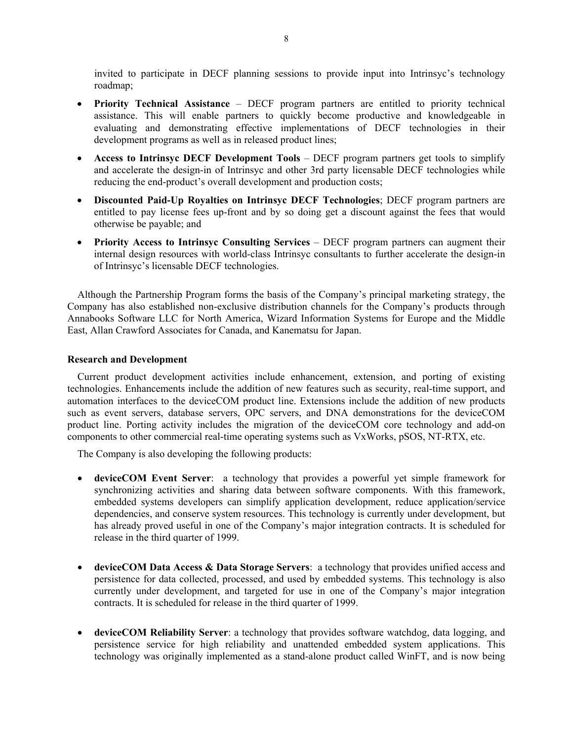invited to participate in DECF planning sessions to provide input into Intrinsyc's technology roadmap;

- **Priority Technical Assistance** – DECF program partners are entitled to priority technical assistance. This will enable partners to quickly become productive and knowledgeable in evaluating and demonstrating effective implementations of DECF technologies in their development programs as well as in released product lines;
- **Access to Intrinsyc DECF Development Tools** – DECF program partners get tools to simplify and accelerate the design-in of Intrinsyc and other 3rd party licensable DECF technologies while reducing the end-product's overall development and production costs;
- **Discounted Paid-Up Royalties on Intrinsyc DECF Technologies**; DECF program partners are entitled to pay license fees up-front and by so doing get a discount against the fees that would otherwise be payable; and
- **Priority Access to Intrinsyc Consulting Services** – DECF program partners can augment their internal design resources with world-class Intrinsyc consultants to further accelerate the design-in of Intrinsyc's licensable DECF technologies.

Although the Partnership Program forms the basis of the Company's principal marketing strategy, the Company has also established non-exclusive distribution channels for the Company's products through Annabooks Software LLC for North America, Wizard Information Systems for Europe and the Middle East, Allan Crawford Associates for Canada, and Kanematsu for Japan.

**Research and Development**

Current product development activities include enhancement, extension, and porting of existing technologies. Enhancements include the addition of new features such as security, real-time support, and automation interfaces to the deviceCOM product line. Extensions include the addition of new products such as event servers, database servers, OPC servers, and DNA demonstrations for the deviceCOM product line. Porting activity includes the migration of the deviceCOM core technology and add-on components to other commercial real-time operating systems such as VxWorks, pSOS, NT-RTX, etc.

The Company is also developing the following products:

- **deviceCOM Event Server**: a technology that provides a powerful yet simple framework for synchronizing activities and sharing data between software components. With this framework, embedded systems developers can simplify application development, reduce application/service dependencies, and conserve system resources. This technology is currently under development, but has already proved useful in one of the Company's major integration contracts. It is scheduled for release in the third quarter of 1999.
- **deviceCOM Data Access & Data Storage Servers**: a technology that provides unified access and persistence for data collected, processed, and used by embedded systems. This technology is also currently under development, and targeted for use in one of the Company's major integration contracts. It is scheduled for release in the third quarter of 1999.
- **deviceCOM Reliability Server**: a technology that provides software watchdog, data logging, and persistence service for high reliability and unattended embedded system applications. This technology was originally implemented as a stand-alone product called WinFT, and is now being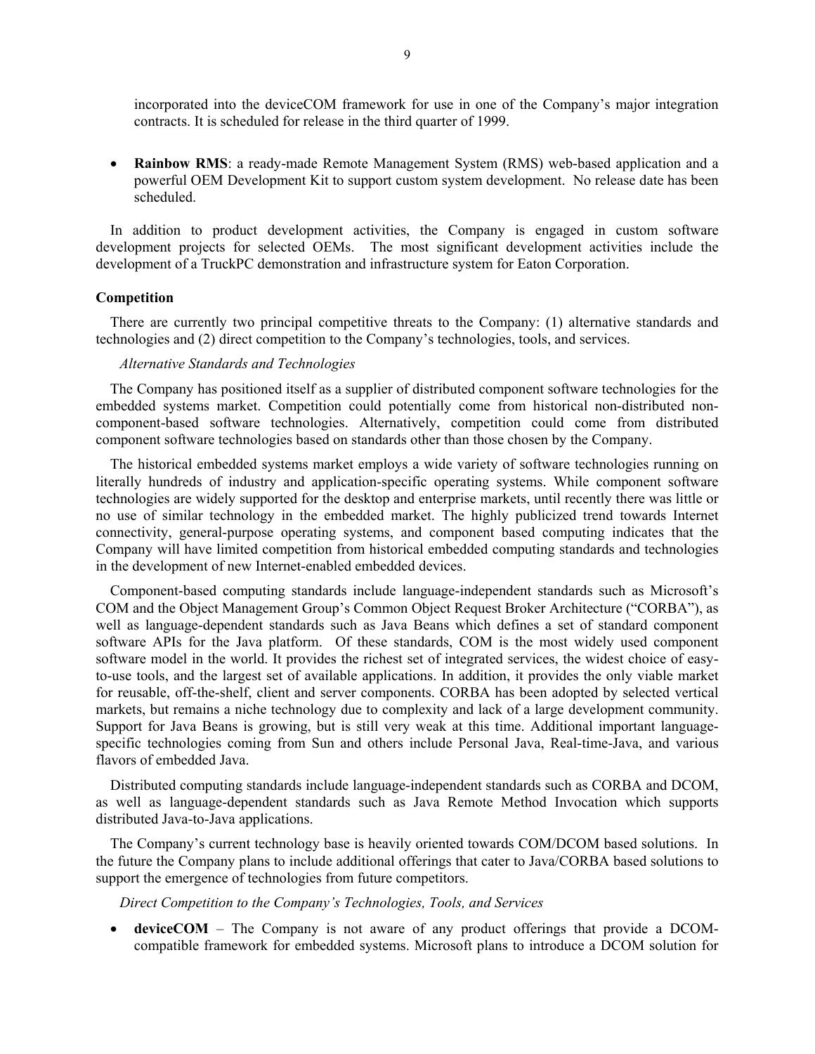incorporated into the deviceCOM framework for use in one of the Company's major integration contracts. It is scheduled for release in the third quarter of 1999.

- **Rainbow RMS**: a ready-made Remote Management System (RMS) web-based application and a powerful OEM Development Kit to support custom system development. No release date has been scheduled.

In addition to product development activities, the Company is engaged in custom software development projects for selected OEMs. The most significant development activities include the development of a TruckPC demonstration and infrastructure system for Eaton Corporation.

**Competition**

There are currently two principal competitive threats to the Company: (1) alternative standards and technologies and (2) direct competition to the Company's technologies, tools, and services.

*Alternative Standards and Technologies*

The Company has positioned itself as a supplier of distributed component software technologies for the embedded systems market. Competition could potentially come from historical non-distributed non-component-based software technologies. Alternatively, competition could come from distributed component software technologies based on standards other than those chosen by the Company.

The historical embedded systems market employs a wide variety of software technologies running on literally hundreds of industry and application-specific operating systems. While component software technologies are widely supported for the desktop and enterprise markets, until recently there was little or no use of similar technology in the embedded market. The highly publicized trend towards Internet connectivity, general-purpose operating systems, and component based computing indicates that the Company will have limited competition from historical embedded computing standards and technologies in the development of new Internet-enabled embedded devices.

Component-based computing standards include language-independent standards such as Microsoft's COM and the Object Management Group's Common Object Request Broker Architecture ("CORBA"), as well as language-dependent standards such as Java Beans which defines a set of standard component software APIs for the Java platform. Of these standards, COM is the most widely used component software model in the world. It provides the richest set of integrated services, the widest choice of easy-to-use tools, and the largest set of available applications. In addition, it provides the only viable market for reusable, off-the-shelf, client and server components. CORBA has been adopted by selected vertical markets, but remains a niche technology due to complexity and lack of a large development community. Support for Java Beans is growing, but is still very weak at this time. Additional important language-specific technologies coming from Sun and others include Personal Java, Real-time-Java, and various flavors of embedded Java.

Distributed computing standards include language-independent standards such as CORBA and DCOM, as well as language-dependent standards such as Java Remote Method Invocation which supports distributed Java-to-Java applications.

The Company's current technology base is heavily oriented towards COM/DCOM based solutions. In the future the Company plans to include additional offerings that cater to Java/CORBA based solutions to support the emergence of technologies from future competitors.

*Direct Competition to the Company's Technologies, Tools, and Services*

- **deviceCOM** – The Company is not aware of any product offerings that provide a DCOM-compatible framework for embedded systems. Microsoft plans to introduce a DCOM solution for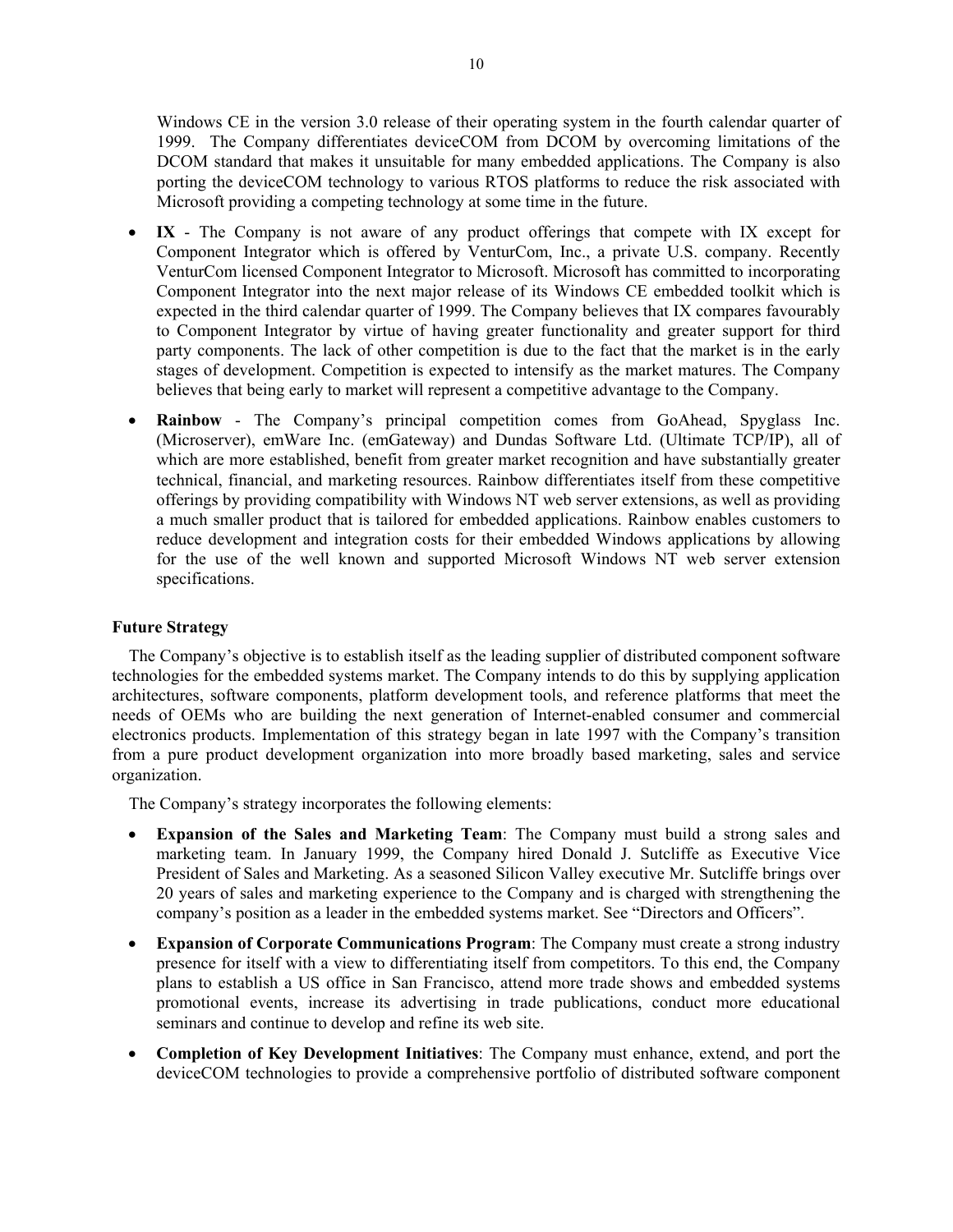Windows CE in the version 3.0 release of their operating system in the fourth calendar quarter of 1999. The Company differentiates deviceCOM from DCOM by overcoming limitations of the DCOM standard that makes it unsuitable for many embedded applications. The Company is also porting the deviceCOM technology to various RTOS platforms to reduce the risk associated with Microsoft providing a competing technology at some time in the future.

- **IX** - The Company is not aware of any product offerings that compete with IX except for Component Integrator which is offered by VenturCom, Inc., a private U.S. company. Recently VenturCom licensed Component Integrator to Microsoft. Microsoft has committed to incorporating Component Integrator into the next major release of its Windows CE embedded toolkit which is expected in the third calendar quarter of 1999. The Company believes that IX compares favourably to Component Integrator by virtue of having greater functionality and greater support for third party components. The lack of other competition is due to the fact that the market is in the early stages of development. Competition is expected to intensify as the market matures. The Company believes that being early to market will represent a competitive advantage to the Company.
- **Rainbow** - The Company's principal competition comes from GoAhead, Spyglass Inc. (Microserver), emWare Inc. (emGateway) and Dundas Software Ltd. (Ultimate TCP/IP), all of which are more established, benefit from greater market recognition and have substantially greater technical, financial, and marketing resources. Rainbow differentiates itself from these competitive offerings by providing compatibility with Windows NT web server extensions, as well as providing a much smaller product that is tailored for embedded applications. Rainbow enables customers to reduce development and integration costs for their embedded Windows applications by allowing for the use of the well known and supported Microsoft Windows NT web server extension specifications.

### Future Strategy

The Company's objective is to establish itself as the leading supplier of distributed component software technologies for the embedded systems market. The Company intends to do this by supplying application architectures, software components, platform development tools, and reference platforms that meet the needs of OEMs who are building the next generation of Internet-enabled consumer and commercial electronics products. Implementation of this strategy began in late 1997 with the Company's transition from a pure product development organization into more broadly based marketing, sales and service organization.

The Company's strategy incorporates the following elements:

- **Expansion of the Sales and Marketing Team**: The Company must build a strong sales and marketing team. In January 1999, the Company hired Donald J. Sutcliffe as Executive Vice President of Sales and Marketing. As a seasoned Silicon Valley executive Mr. Sutcliffe brings over 20 years of sales and marketing experience to the Company and is charged with strengthening the company's position as a leader in the embedded systems market. See "Directors and Officers".
- **Expansion of Corporate Communications Program**: The Company must create a strong industry presence for itself with a view to differentiating itself from competitors. To this end, the Company plans to establish a US office in San Francisco, attend more trade shows and embedded systems promotional events, increase its advertising in trade publications, conduct more educational seminars and continue to develop and refine its web site.
- **Completion of Key Development Initiatives**: The Company must enhance, extend, and port the deviceCOM technologies to provide a comprehensive portfolio of distributed software component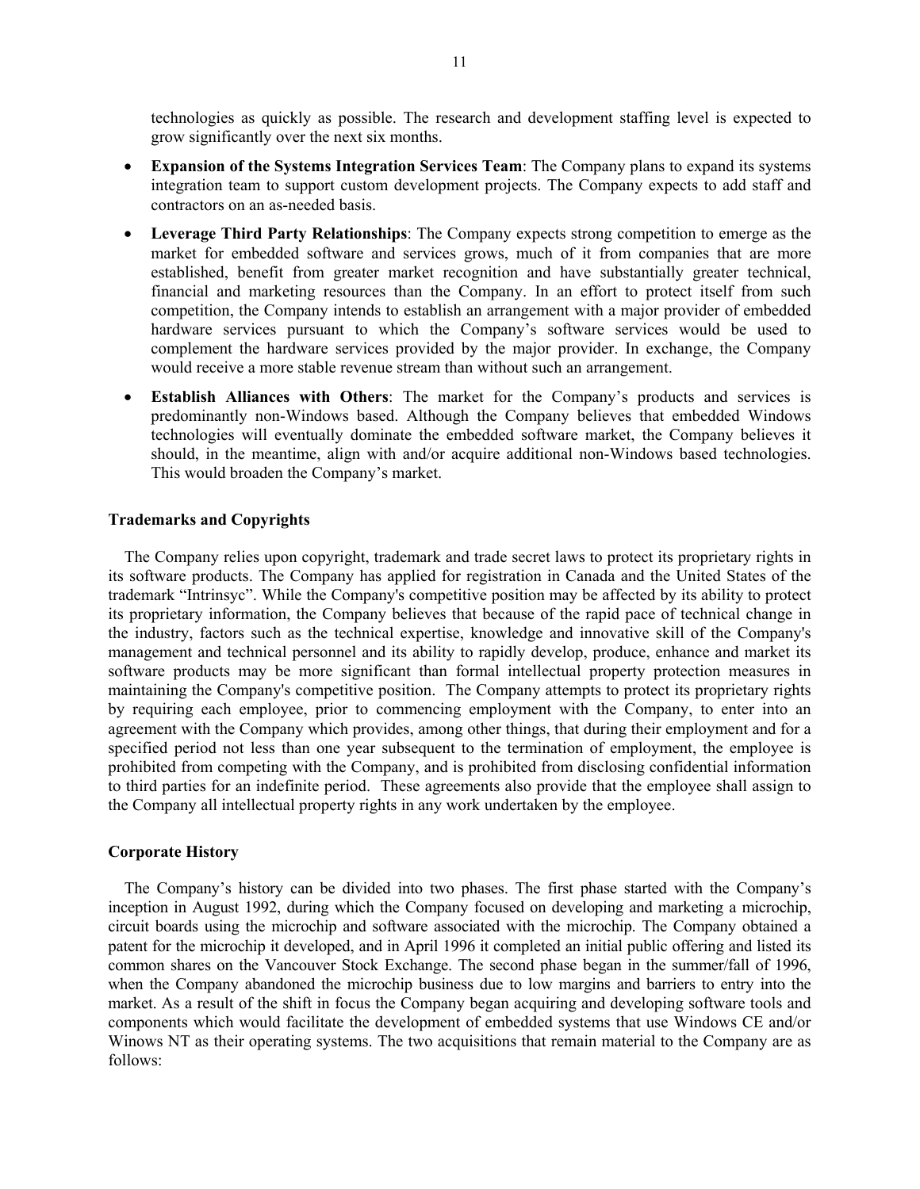technologies as quickly as possible. The research and development staffing level is expected to grow significantly over the next six months.

- **Expansion of the Systems Integration Services Team**: The Company plans to expand its systems integration team to support custom development projects. The Company expects to add staff and contractors on an as-needed basis.
- **Leverage Third Party Relationships**: The Company expects strong competition to emerge as the market for embedded software and services grows, much of it from companies that are more established, benefit from greater market recognition and have substantially greater technical, financial and marketing resources than the Company. In an effort to protect itself from such competition, the Company intends to establish an arrangement with a major provider of embedded hardware services pursuant to which the Company's software services would be used to complement the hardware services provided by the major provider. In exchange, the Company would receive a more stable revenue stream than without such an arrangement.
- **Establish Alliances with Others**: The market for the Company's products and services is predominantly non-Windows based. Although the Company believes that embedded Windows technologies will eventually dominate the embedded software market, the Company believes it should, in the meantime, align with and/or acquire additional non-Windows based technologies. This would broaden the Company's market.

**Trademarks and Copyrights**

The Company relies upon copyright, trademark and trade secret laws to protect its proprietary rights in its software products. The Company has applied for registration in Canada and the United States of the trademark "Intrinsyc". While the Company's competitive position may be affected by its ability to protect its proprietary information, the Company believes that because of the rapid pace of technical change in the industry, factors such as the technical expertise, knowledge and innovative skill of the Company's management and technical personnel and its ability to rapidly develop, produce, enhance and market its software products may be more significant than formal intellectual property protection measures in maintaining the Company's competitive position. The Company attempts to protect its proprietary rights by requiring each employee, prior to commencing employment with the Company, to enter into an agreement with the Company which provides, among other things, that during their employment and for a specified period not less than one year subsequent to the termination of employment, the employee is prohibited from competing with the Company, and is prohibited from disclosing confidential information to third parties for an indefinite period. These agreements also provide that the employee shall assign to the Company all intellectual property rights in any work undertaken by the employee.

**Corporate History**

The Company's history can be divided into two phases. The first phase started with the Company's inception in August 1992, during which the Company focused on developing and marketing a microchip, circuit boards using the microchip and software associated with the microchip. The Company obtained a patent for the microchip it developed, and in April 1996 it completed an initial public offering and listed its common shares on the Vancouver Stock Exchange. The second phase began in the summer/fall of 1996, when the Company abandoned the microchip business due to low margins and barriers to entry into the market. As a result of the shift in focus the Company began acquiring and developing software tools and components which would facilitate the development of embedded systems that use Windows CE and/or Winows NT as their operating systems. The two acquisitions that remain material to the Company are as follows: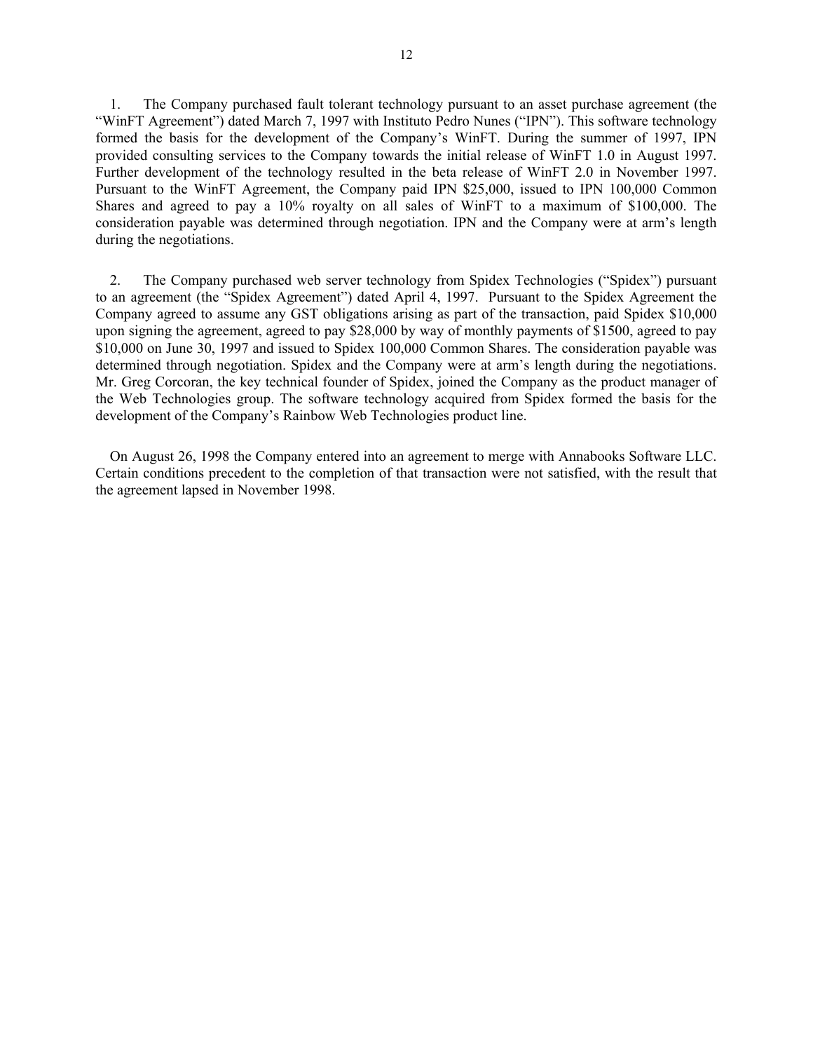1. The Company purchased fault tolerant technology pursuant to an asset purchase agreement (the “WinFT Agreement”) dated March 7, 1997 with Instituto Pedro Nunes (“IPN”). This software technology formed the basis for the development of the Company’s WinFT. During the summer of 1997, IPN provided consulting services to the Company towards the initial release of WinFT 1.0 in August 1997. Further development of the technology resulted in the beta release of WinFT 2.0 in November 1997. Pursuant to the WinFT Agreement, the Company paid IPN $25,000, issued to IPN 100,000 Common Shares and agreed to pay a 10% royalty on all sales of WinFT to a maximum of $100,000. The consideration payable was determined through negotiation. IPN and the Company were at arm’s length during the negotiations.

2. The Company purchased web server technology from Spidex Technologies (“Spidex”) pursuant to an agreement (the “Spidex Agreement”) dated April 4, 1997. Pursuant to the Spidex Agreement the Company agreed to assume any GST obligations arising as part of the transaction, paid Spidex $10,000 upon signing the agreement, agreed to pay $28,000 by way of monthly payments of $1500, agreed to pay $10,000 on June 30, 1997 and issued to Spidex 100,000 Common Shares. The consideration payable was determined through negotiation. Spidex and the Company were at arm’s length during the negotiations. Mr. Greg Corcoran, the key technical founder of Spidex, joined the Company as the product manager of the Web Technologies group. The software technology acquired from Spidex formed the basis for the development of the Company’s Rainbow Web Technologies product line.

On August 26, 1998 the Company entered into an agreement to merge with Annabooks Software LLC. Certain conditions precedent to the completion of that transaction were not satisfied, with the result that the agreement lapsed in November 1998.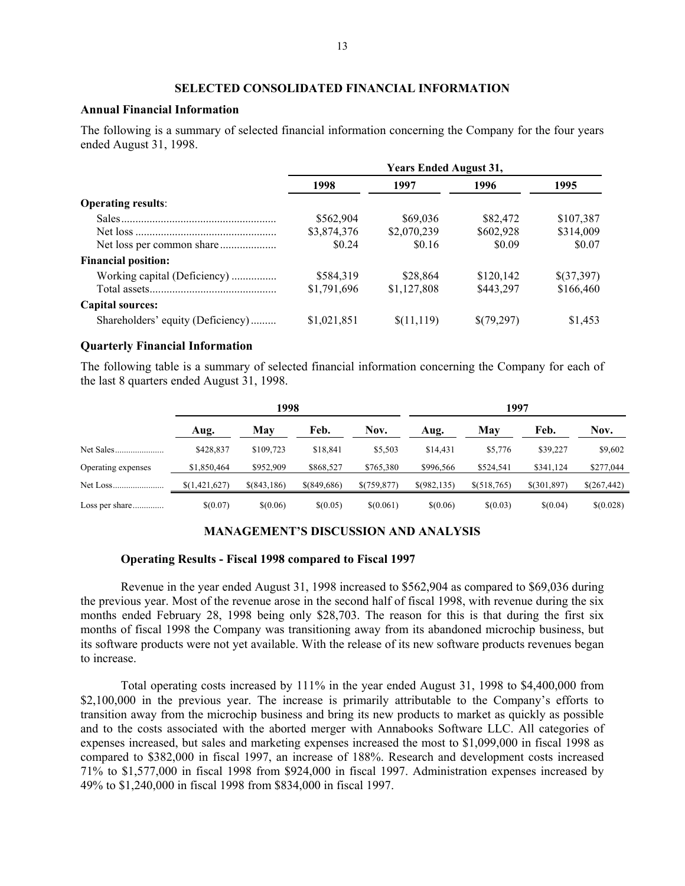## SELECTED CONSOLIDATED FINANCIAL INFORMATION

### Annual Financial Information

The following is a summary of selected financial information concerning the Company for the four years ended August 31, 1998.

| | Years Ended August 31, | | | |
|---|---|---|---|---|
| | 1998 | 1997 | 1996 | 1995 |
| **Operating results**: | | | | |
| Sales | \$562,904 | \$69,036 | \$82,472 | \$107,387 |
| Net loss | \$3,874,376 | \$2,070,239 | \$602,928 | \$314,009 |
| Net loss per common share | \$0.24 | \$0.16 | \$0.09 | \$0.07 |
| **Financial position:** | | | | |
| Working capital (Deficiency) | \$584,319 | \$28,864 | \$120,142 | \$(37,397) |
| Total assets | \$1,791,696 | \$1,127,808 | \$443,297 | \$166,460 |
| **Capital sources:** | | | | |
| Shareholders' equity (Deficiency) | \$1,021,851 | \$(11,119) | \$(79,297) | \$1,453 |

### Quarterly Financial Information

The following table is a summary of selected financial information concerning the Company for each of the last 8 quarters ended August 31, 1998.

| | 1998 | | | | 1997 | | | |
|---|---|---|---|---|---|---|---|---|
| | Aug. | May | Feb. | Nov. | Aug. | May | Feb. | Nov. |
| Net Sales | \$428,837 | \$109,723 | \$18,841 | \$5,503 | \$14,431 | \$5,776 | \$39,227 | \$9,602 |
| Operating expenses | \$1,850,464 | \$952,909 | \$868,527 | \$765,380 | \$996,566 | \$524,541 | \$341,124 | \$277,044 |
| Net Loss | \$(1,421,627) | \$(843,186) | \$(849,686) | \$(759,877) | \$(982,135) | \$(518,765) | \$(301,897) | \$(267,442) |
| Loss per share | \$(0.07) | \$(0.06) | \$(0.05) | \$(0.061) | \$(0.06) | \$(0.03) | \$(0.04) | \$(0.028) |

## MANAGEMENT'S DISCUSSION AND ANALYSIS

### Operating Results - Fiscal 1998 compared to Fiscal 1997

Revenue in the year ended August 31, 1998 increased to \$562,904 as compared to \$69,036 during the previous year. Most of the revenue arose in the second half of fiscal 1998, with revenue during the six months ended February 28, 1998 being only \$28,703. The reason for this is that during the first six months of fiscal 1998 the Company was transitioning away from its abandoned microchip business, but its software products were not yet available. With the release of its new software products revenues began to increase.

Total operating costs increased by 111% in the year ended August 31, 1998 to \$4,400,000 from \$2,100,000 in the previous year. The increase is primarily attributable to the Company's efforts to transition away from the microchip business and bring its new products to market as quickly as possible and to the costs associated with the aborted merger with Annabooks Software LLC. All categories of expenses increased, but sales and marketing expenses increased the most to \$1,099,000 in fiscal 1998 as compared to \$382,000 in fiscal 1997, an increase of 188%. Research and development costs increased 71% to \$1,577,000 in fiscal 1998 from \$924,000 in fiscal 1997. Administration expenses increased by 49% to \$1,240,000 in fiscal 1998 from \$834,000 in fiscal 1997.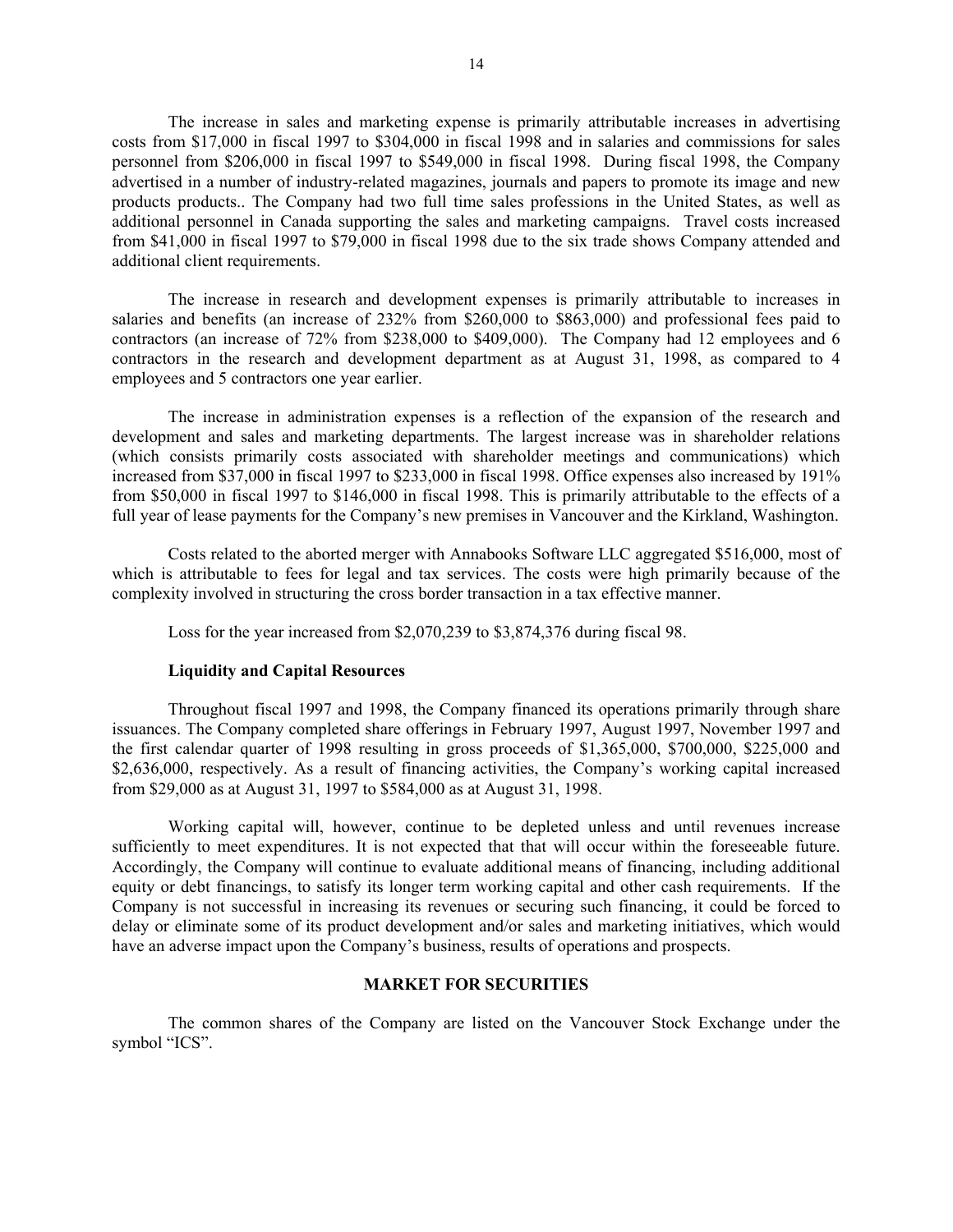The increase in sales and marketing expense is primarily attributable increases in advertising costs from $17,000 in fiscal 1997 to $304,000 in fiscal 1998 and in salaries and commissions for sales personnel from $206,000 in fiscal 1997 to $549,000 in fiscal 1998. During fiscal 1998, the Company advertised in a number of industry-related magazines, journals and papers to promote its image and new products products.. The Company had two full time sales professions in the United States, as well as additional personnel in Canada supporting the sales and marketing campaigns. Travel costs increased from $41,000 in fiscal 1997 to $79,000 in fiscal 1998 due to the six trade shows Company attended and additional client requirements.

The increase in research and development expenses is primarily attributable to increases in salaries and benefits (an increase of 232% from $260,000 to $863,000) and professional fees paid to contractors (an increase of 72% from $238,000 to $409,000). The Company had 12 employees and 6 contractors in the research and development department as at August 31, 1998, as compared to 4 employees and 5 contractors one year earlier.

The increase in administration expenses is a reflection of the expansion of the research and development and sales and marketing departments. The largest increase was in shareholder relations (which consists primarily costs associated with shareholder meetings and communications) which increased from $37,000 in fiscal 1997 to $233,000 in fiscal 1998. Office expenses also increased by 191% from $50,000 in fiscal 1997 to $146,000 in fiscal 1998. This is primarily attributable to the effects of a full year of lease payments for the Company's new premises in Vancouver and the Kirkland, Washington.

Costs related to the aborted merger with Annabooks Software LLC aggregated $516,000, most of which is attributable to fees for legal and tax services. The costs were high primarily because of the complexity involved in structuring the cross border transaction in a tax effective manner.

Loss for the year increased from $2,070,239 to $3,874,376 during fiscal 98.

**Liquidity and Capital Resources**

Throughout fiscal 1997 and 1998, the Company financed its operations primarily through share issuances. The Company completed share offerings in February 1997, August 1997, November 1997 and the first calendar quarter of 1998 resulting in gross proceeds of $1,365,000, $700,000, $225,000 and $2,636,000, respectively. As a result of financing activities, the Company's working capital increased from $29,000 as at August 31, 1997 to $584,000 as at August 31, 1998.

Working capital will, however, continue to be depleted unless and until revenues increase sufficiently to meet expenditures. It is not expected that that will occur within the foreseeable future. Accordingly, the Company will continue to evaluate additional means of financing, including additional equity or debt financings, to satisfy its longer term working capital and other cash requirements. If the Company is not successful in increasing its revenues or securing such financing, it could be forced to delay or eliminate some of its product development and/or sales and marketing initiatives, which would have an adverse impact upon the Company's business, results of operations and prospects.

## MARKET FOR SECURITIES

The common shares of the Company are listed on the Vancouver Stock Exchange under the symbol "ICS".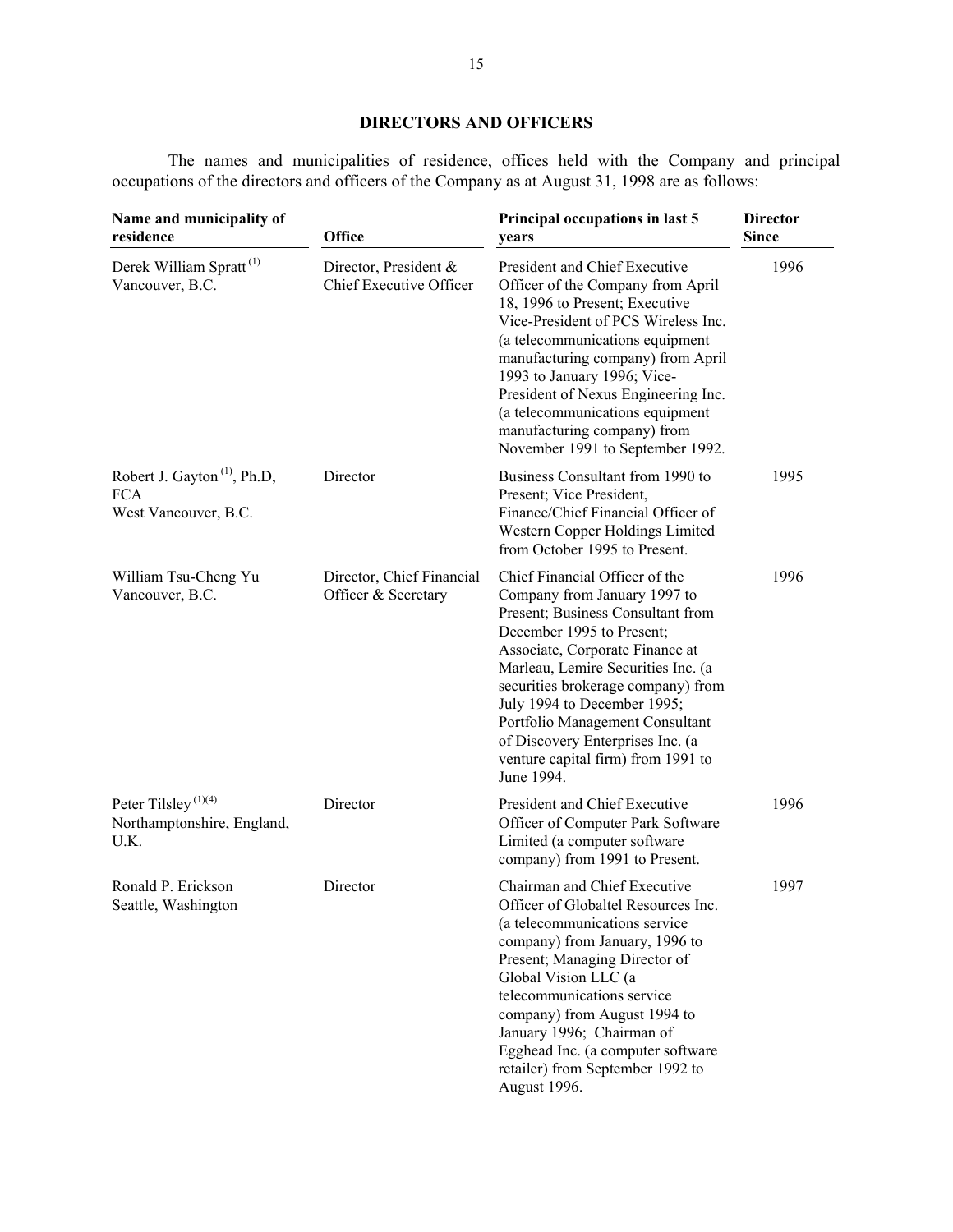## DIRECTORS AND OFFICERS

The names and municipalities of residence, offices held with the Company and principal occupations of the directors and officers of the Company as at August 31, 1998 are as follows:

| Name and municipality of residence | Office | Principal occupations in last 5 years | Director Since |
|---|---|---|---|
| Derek William Spratt [(1)] Vancouver, B.C. | Director, President & Chief Executive Officer | President and Chief Executive Officer of the Company from April 18, 1996 to Present; Executive Vice-President of PCS Wireless Inc. (a telecommunications equipment manufacturing company) from April 1993 to January 1996; Vice-President of Nexus Engineering Inc. (a telecommunications equipment manufacturing company) from November 1991 to September 1992. | 1996 |
| Robert J. Gayton [(1)], Ph.D, FCA West Vancouver, B.C. | Director | Business Consultant from 1990 to Present; Vice President, Finance/Chief Financial Officer of Western Copper Holdings Limited from October 1995 to Present. | 1995 |
| William Tsu-Cheng Yu Vancouver, B.C. | Director, Chief Financial Officer & Secretary | Chief Financial Officer of the Company from January 1997 to Present; Business Consultant from December 1995 to Present; Associate, Corporate Finance at Marleau, Lemire Securities Inc. (a securities brokerage company) from July 1994 to December 1995; Portfolio Management Consultant of Discovery Enterprises Inc. (a venture capital firm) from 1991 to June 1994. | 1996 |
| Peter Tilsley [(1)(4)] Northamptonshire, England, U.K. | Director | President and Chief Executive Officer of Computer Park Software Limited (a computer software company) from 1991 to Present. | 1996 |
| Ronald P. Erickson Seattle, Washington | Director | Chairman and Chief Executive Officer of Globaltel Resources Inc. (a telecommunications service company) from January, 1996 to Present; Managing Director of Global Vision LLC (a telecommunications service company) from August 1994 to January 1996; Chairman of Egghead Inc. (a computer software retailer) from September 1992 to August 1996. | 1997 |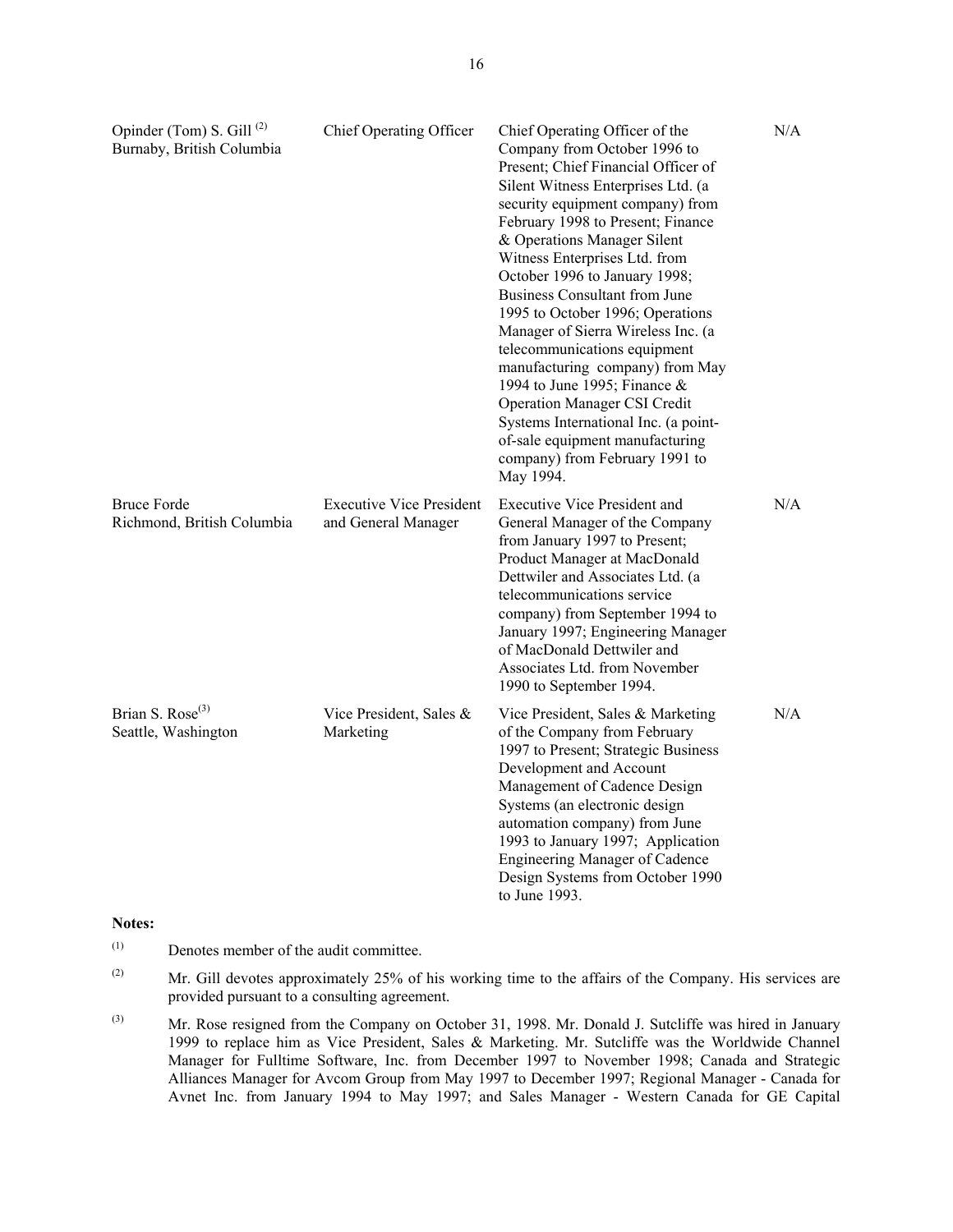| | | | |
|---|---|---|---|
| Opinder (Tom) S. Gill [(2)]<br>Burnaby, British Columbia | Chief Operating Officer | Chief Operating Officer of the Company from October 1996 to Present; Chief Financial Officer of Silent Witness Enterprises Ltd. (a security equipment company) from February 1998 to Present; Finance & Operations Manager Silent Witness Enterprises Ltd. from October 1996 to January 1998; Business Consultant from June 1995 to October 1996; Operations Manager of Sierra Wireless Inc. (a telecommunications equipment manufacturing company) from May 1994 to June 1995; Finance & Operation Manager CSI Credit Systems International Inc. (a point-of-sale equipment manufacturing company) from February 1991 to May 1994. | N/A |
| Bruce Forde<br>Richmond, British Columbia | Executive Vice President and General Manager | Executive Vice President and General Manager of the Company from January 1997 to Present; Product Manager at MacDonald Dettwiler and Associates Ltd. (a telecommunications service company) from September 1994 to January 1997; Engineering Manager of MacDonald Dettwiler and Associates Ltd. from November 1990 to September 1994. | N/A |
| Brian S. Rose[(3)]<br>Seattle, Washington | Vice President, Sales & Marketing | Vice President, Sales & Marketing of the Company from February 1997 to Present; Strategic Business Development and Account Management of Cadence Design Systems (an electronic design automation company) from June 1993 to January 1997; Application Engineering Manager of Cadence Design Systems from October 1990 to June 1993. | N/A |

**Notes:**

(1) Denotes member of the audit committee.

(2) Mr. Gill devotes approximately 25% of his working time to the affairs of the Company. His services are provided pursuant to a consulting agreement.

(3) Mr. Rose resigned from the Company on October 31, 1998. Mr. Donald J. Sutcliffe was hired in January 1999 to replace him as Vice President, Sales & Marketing. Mr. Sutcliffe was the Worldwide Channel Manager for Fulltime Software, Inc. from December 1997 to November 1998; Canada and Strategic Alliances Manager for Avcom Group from May 1997 to December 1997; Regional Manager - Canada for Avnet Inc. from January 1994 to May 1997; and Sales Manager - Western Canada for GE Capital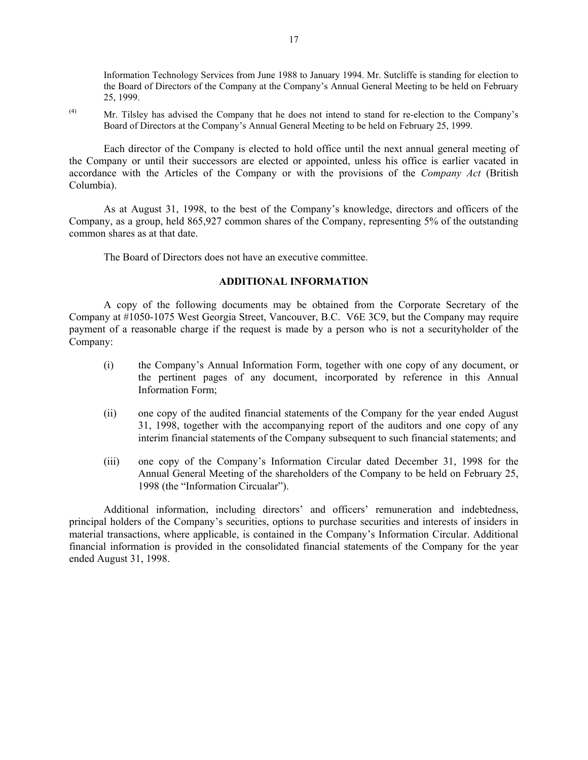Information Technology Services from June 1988 to January 1994. Mr. Sutcliffe is standing for election to the Board of Directors of the Company at the Company's Annual General Meeting to be held on February 25, 1999.

(4) Mr. Tilsley has advised the Company that he does not intend to stand for re-election to the Company's Board of Directors at the Company's Annual General Meeting to be held on February 25, 1999.

Each director of the Company is elected to hold office until the next annual general meeting of the Company or until their successors are elected or appointed, unless his office is earlier vacated in accordance with the Articles of the Company or with the provisions of the *Company Act* (British Columbia).

As at August 31, 1998, to the best of the Company's knowledge, directors and officers of the Company, as a group, held 865,927 common shares of the Company, representing 5% of the outstanding common shares as at that date.

The Board of Directors does not have an executive committee.

## ADDITIONAL INFORMATION

A copy of the following documents may be obtained from the Corporate Secretary of the Company at #1050-1075 West Georgia Street, Vancouver, B.C. V6E 3C9, but the Company may require payment of a reasonable charge if the request is made by a person who is not a securityholder of the Company:

(i) the Company's Annual Information Form, together with one copy of any document, or the pertinent pages of any document, incorporated by reference in this Annual Information Form;

(ii) one copy of the audited financial statements of the Company for the year ended August 31, 1998, together with the accompanying report of the auditors and one copy of any interim financial statements of the Company subsequent to such financial statements; and

(iii) one copy of the Company's Information Circular dated December 31, 1998 for the Annual General Meeting of the shareholders of the Company to be held on February 25, 1998 (the "Information Circualar").

Additional information, including directors' and officers' remuneration and indebtedness, principal holders of the Company's securities, options to purchase securities and interests of insiders in material transactions, where applicable, is contained in the Company's Information Circular. Additional financial information is provided in the consolidated financial statements of the Company for the year ended August 31, 1998.